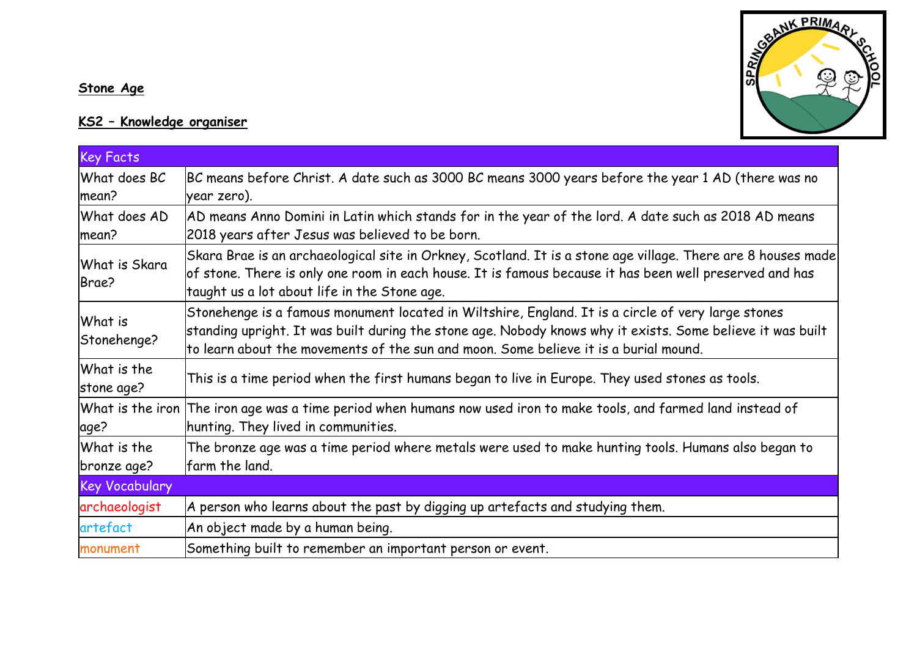**Stone Age**

**KS2 – Knowledge organiser**

| Key Facts | |
|---|---|
| What does BC mean? | BC means before Christ. A date such as 3000 BC means 3000 years before the year 1 AD (there was no year zero). |
| What does AD mean? | AD means Anno Domini in Latin which stands for in the year of the lord. A date such as 2018 AD means 2018 years after Jesus was believed to be born. |
| What is Skara Brae? | Skara Brae is an archaeological site in Orkney, Scotland. It is a stone age village. There are 8 houses made of stone. There is only one room in each house. It is famous because it has been well preserved and has taught us a lot about life in the Stone age. |
| What is Stonehenge? | Stonehenge is a famous monument located in Wiltshire, England. It is a circle of very large stones standing upright. It was built during the stone age. Nobody knows why it exists. Some believe it was built to learn about the movements of the sun and moon. Some believe it is a burial mound. |
| What is the stone age? | This is a time period when the first humans began to live in Europe. They used stones as tools. |
| What is the iron age? | The iron age was a time period when humans now used iron to make tools, and farmed land instead of hunting. They lived in communities. |
| What is the bronze age? | The bronze age was a time period where metals were used to make hunting tools. Humans also began to farm the land. |
| **Key Vocabulary** | |
| archaeologist | A person who learns about the past by digging up artefacts and studying them. |
| artefact | An object made by a human being. |
| monument | Something built to remember an important person or event. |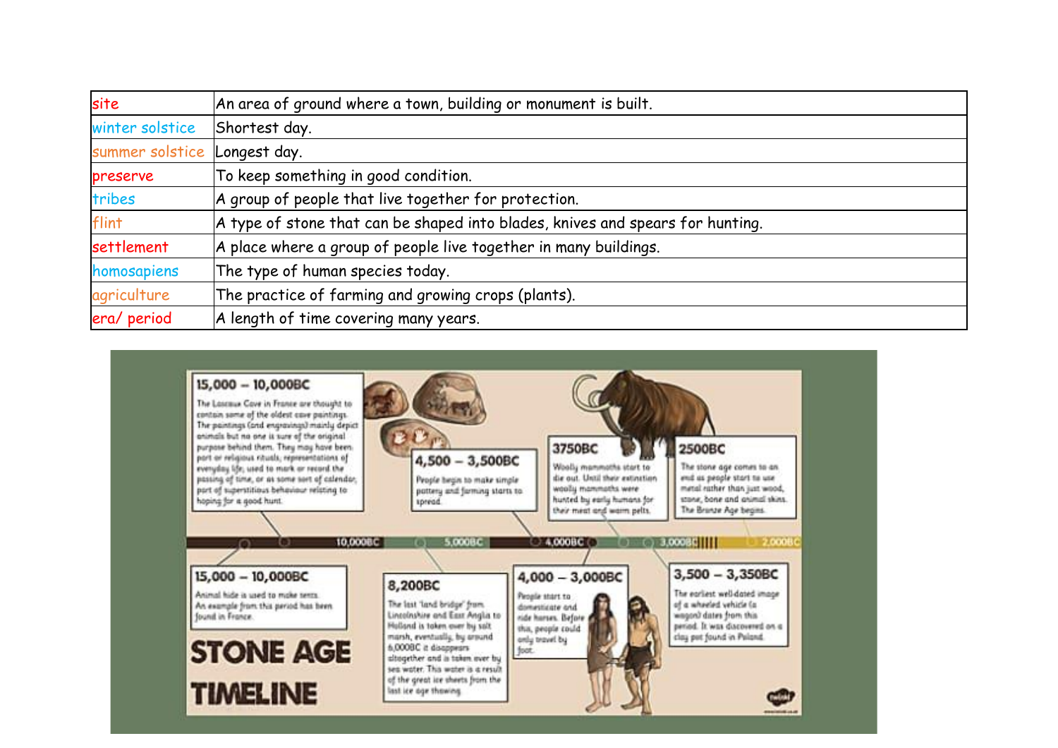| | |
|---|---|
| site | An area of ground where a town, building or monument is built. |
| winter solstice | Shortest day. |
| summer solstice | Longest day. |
| preserve | To keep something in good condition. |
| tribes | A group of people that live together for protection. |
| flint | A type of stone that can be shaped into blades, knives and spears for hunting. |
| settlement | A place where a group of people live together in many buildings. |
| homosapiens | The type of human species today. |
| agriculture | The practice of farming and growing crops (plants). |
| era/ period | A length of time covering many years. |

STONE AGE TIMELINE

**15,000 – 10,000BC**

The Lascaux Cave in France are thought to contain some of the oldest cave paintings. The paintings (and engravings) mainly depict animals but no one is sure of the original purpose behind them. They may have been part of religious rituals, representations of everyday life, used to mark or record the passing of time, or as some sort of calendar, part of superstitious behaviour relating to hoping for a good hunt.

**4,500 – 3,500BC**

People begin to make simple pottery and farming starts to spread.

**3750BC**

Woolly mammoths start to die out. Until their extinction woolly mammoths were hunted by early humans for their meat and warm pelts.

**2500BC**

The stone age comes to an end as people start to use metal rather than just wood, stone, bone and animal skins. The Bronze Age begins.

10,000BC

5,000BC

4,000BC

3,000BC

2,000BC

**15,000 – 10,000BC**

Animal hide is used to make tents. An example from this period has been found in France.

**8,200BC**

The last 'land bridge' from Lincolnshire and East Anglia to Holland is taken over by salt marsh, eventually, by around 6,000BC it disappears altogether and is taken over by sea water. This water is a result of the great ice sheets from the last ice age thawing.

**4,000 – 3,000BC**

People start to domesticate and ride horses. Before this, people could only travel by foot.

**3,500 – 3,350BC**

The earliest well-dated image of a wheeled vehicle (a wagon) dates from this period. It was discovered on a clay pot found in Poland.